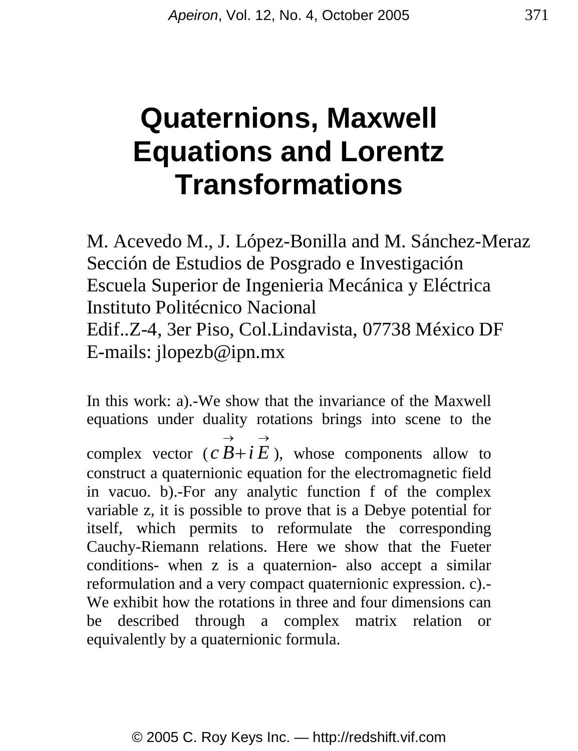# Quaternions, Maxwell Equations and Lorentz Transformations

M. Acevedo M., J. López-Bonilla and M. Sánchez-Meraz
Sección de Estudios de Posgrado e Investigación
Escuela Superior de Ingenieria Mecánica y Eléctrica
Instituto Politécnico Nacional
Edif..Z-4, 3er Piso, Col.Lindavista, 07738 México DF
E-mails: jlopezb@ipn.mx

In this work: a).-We show that the invariance of the Maxwell equations under duality rotations brings into scene to the complex vector ($c\vec{B}+i\vec{E}$), whose components allow to construct a quaternionic equation for the electromagnetic field in vacuo. b).-For any analytic function f of the complex variable z, it is possible to prove that is a Debye potential for itself, which permits to reformulate the corresponding Cauchy-Riemann relations. Here we show that the Fueter conditions- when z is a quaternion- also accept a similar reformulation and a very compact quaternionic expression. c).-We exhibit how the rotations in three and four dimensions can be described through a complex matrix relation or equivalently by a quaternionic formula.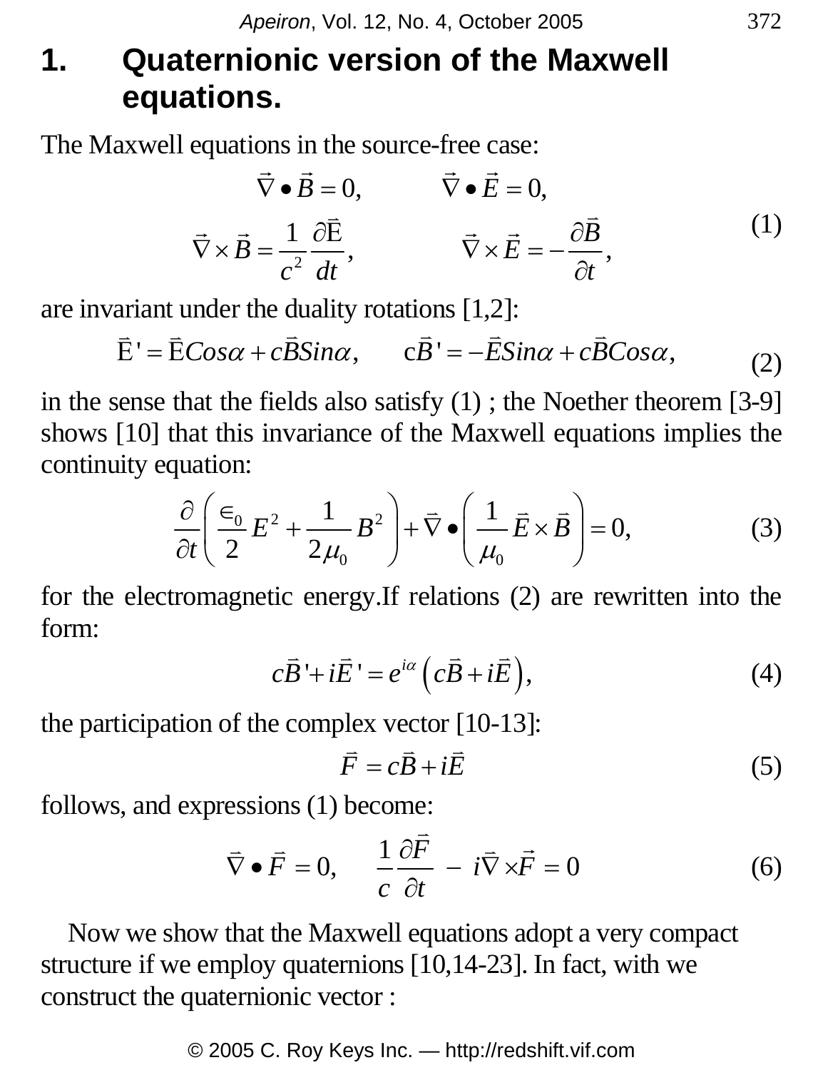## 1. Quaternionic version of the Maxwell equations.

The Maxwell equations in the source-free case:

$$\vec{\nabla} \bullet \vec{B} = 0, \qquad \vec{\nabla} \bullet \vec{E} = 0,$$
$$\vec{\nabla} \times \vec{B} = \frac{1}{c^2}\frac{\partial \vec{E}}{dt}, \qquad \vec{\nabla} \times \vec{E} = -\frac{\partial \vec{B}}{\partial t}, \tag{1}$$

are invariant under the duality rotations [1,2]:

$$\vec{E}' = \vec{E}Cos\alpha + c\vec{B}Sin\alpha, \qquad c\vec{B}' = -\vec{E}Sin\alpha + c\vec{B}Cos\alpha, \tag{2}$$

in the sense that the fields also satisfy (1) ; the Noether theorem [3-9] shows [10] that this invariance of the Maxwell equations implies the continuity equation:

$$\frac{\partial}{\partial t}\left(\frac{\epsilon_0}{2}E^2 + \frac{1}{2\mu_0}B^2\right) + \vec{\nabla} \bullet \left(\frac{1}{\mu_0}\vec{E} \times \vec{B}\right) = 0, \tag{3}$$

for the electromagnetic energy.If relations (2) are rewritten into the form:

$$c\vec{B}' + i\vec{E}' = e^{i\alpha}\left(c\vec{B} + i\vec{E}\right), \tag{4}$$

the participation of the complex vector [10-13]:

$$\vec{F} = c\vec{B} + i\vec{E} \tag{5}$$

follows, and expressions (1) become:

$$\vec{\nabla} \bullet \vec{F} = 0, \qquad \frac{1}{c}\frac{\partial \vec{F}}{\partial t} - i\vec{\nabla} \times \vec{F} = 0 \tag{6}$$

Now we show that the Maxwell equations adopt a very compact structure if we employ quaternions [10,14-23]. In fact, with we construct the quaternionic vector :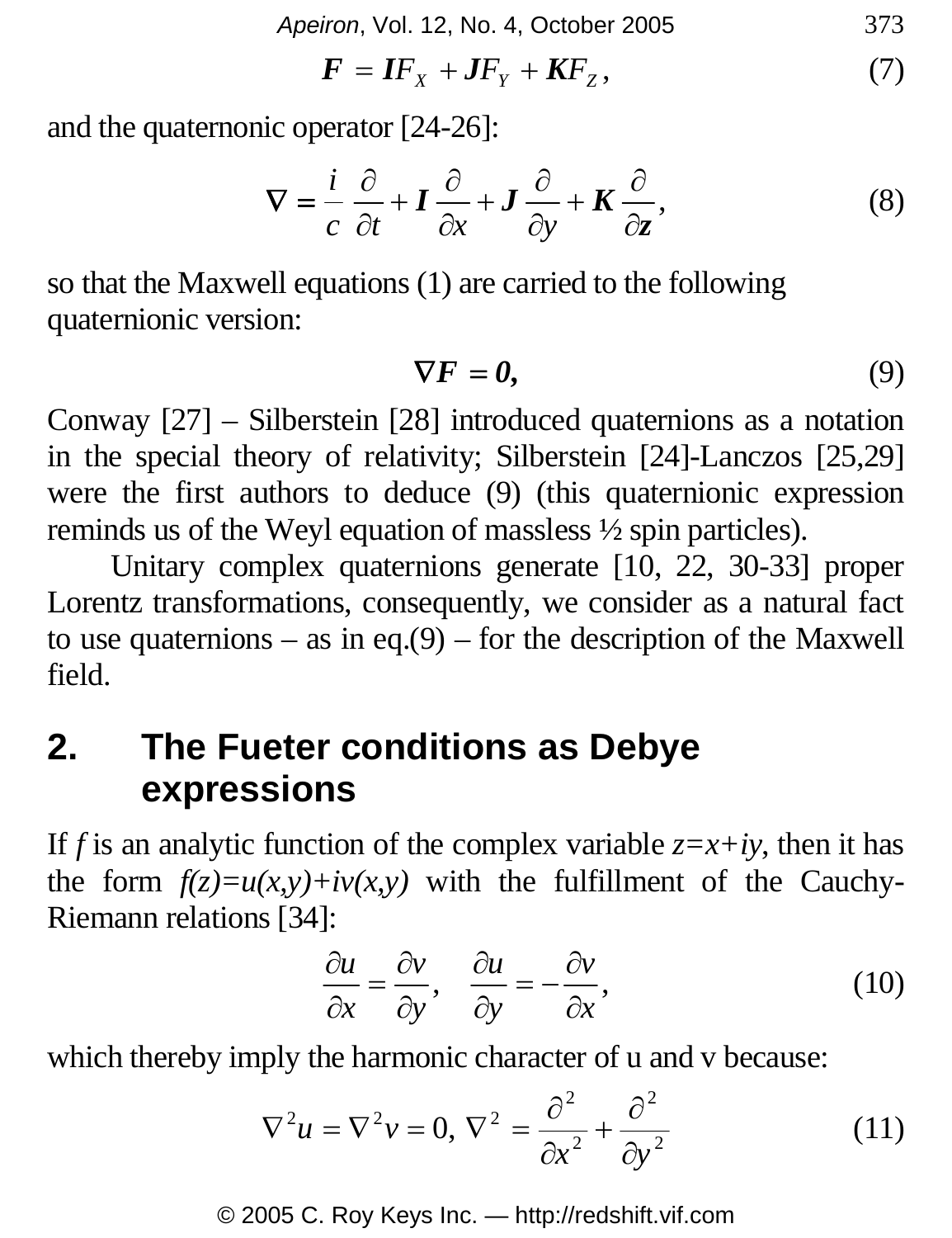$$\boldsymbol{F} = \boldsymbol{I}F_X + \boldsymbol{J}F_Y + \boldsymbol{K}F_Z, \tag{7}$$

and the quaternonic operator [24-26]:

$$\nabla = \frac{i}{c}\frac{\partial}{\partial t} + \boldsymbol{I}\frac{\partial}{\partial x} + \boldsymbol{J}\frac{\partial}{\partial y} + \boldsymbol{K}\frac{\partial}{\partial \boldsymbol{z}}, \tag{8}$$

so that the Maxwell equations (1) are carried to the following quaternionic version:

$$\nabla \boldsymbol{F} = \boldsymbol{0}, \tag{9}$$

Conway [27] – Silberstein [28] introduced quaternions as a notation in the special theory of relativity; Silberstein [24]-Lanczos [25,29] were the first authors to deduce (9) (this quaternionic expression reminds us of the Weyl equation of massless ½ spin particles).

Unitary complex quaternions generate [10, 22, 30-33] proper Lorentz transformations, consequently, we consider as a natural fact to use quaternions – as in eq.(9) – for the description of the Maxwell field.

## 2. The Fueter conditions as Debye expressions

If $f$ is an analytic function of the complex variable $z=x+iy$, then it has the form $f(z)=u(x,y)+iv(x,y)$ with the fulfillment of the Cauchy-Riemann relations [34]:

$$\frac{\partial u}{\partial x} = \frac{\partial v}{\partial y}, \quad \frac{\partial u}{\partial y} = -\frac{\partial v}{\partial x}, \tag{10}$$

which thereby imply the harmonic character of u and v because:

$$\nabla^2 u = \nabla^2 v = 0,\ \nabla^2 = \frac{\partial^2}{\partial x^2} + \frac{\partial^2}{\partial y^2} \tag{11}$$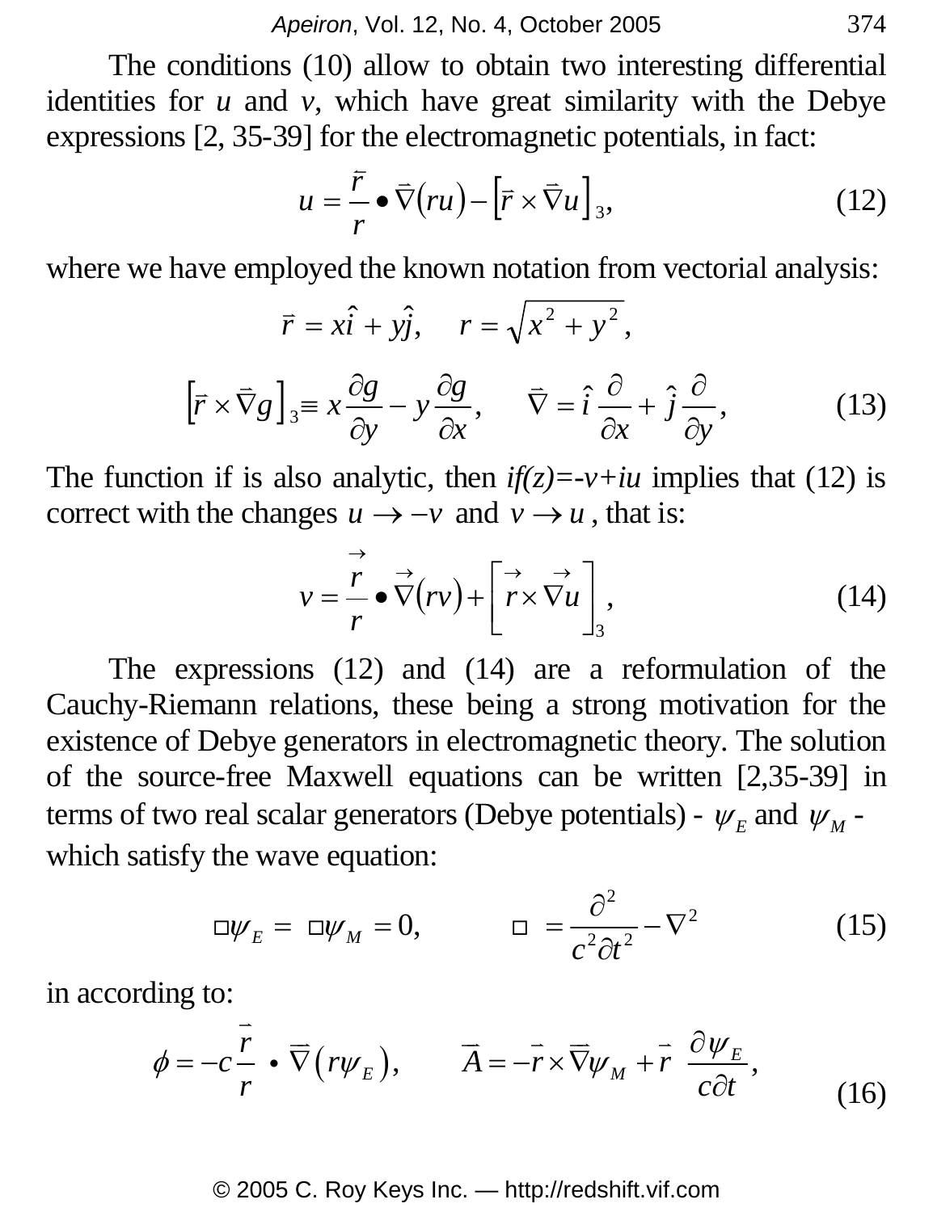The conditions (10) allow to obtain two interesting differential identities for $u$ and $v$, which have great similarity with the Debye expressions [2, 35-39] for the electromagnetic potentials, in fact:

$$u = \frac{\vec{r}}{r} \bullet \vec{\nabla}(ru) - \left[\vec{r} \times \vec{\nabla} u\right]_3, \tag{12}$$

where we have employed the known notation from vectorial analysis:

$$\vec{r} = x\hat{i} + y\hat{j}, \quad r = \sqrt{x^2 + y^2},$$

$$\left[\vec{r} \times \vec{\nabla} g\right]_3 \equiv x\frac{\partial g}{\partial y} - y\frac{\partial g}{\partial x}, \quad \vec{\nabla} = \hat{i}\frac{\partial}{\partial x} + \hat{j}\frac{\partial}{\partial y}, \tag{13}$$

The function if is also analytic, then $if(z)=-v+iu$ implies that (12) is correct with the changes $u \to -v$ and $v \to u$, that is:

$$v = \frac{\vec{r}}{r} \bullet \vec{\nabla}(rv) + \left[\vec{r} \times \vec{\nabla} u\right]_3, \tag{14}$$

The expressions (12) and (14) are a reformulation of the Cauchy-Riemann relations, these being a strong motivation for the existence of Debye generators in electromagnetic theory. The solution of the source-free Maxwell equations can be written [2,35-39] in terms of two real scalar generators (Debye potentials) - $\psi_E$ and $\psi_M$ - which satisfy the wave equation:

$$\Box\psi_E = \Box\psi_M = 0, \qquad \Box = \frac{\partial^2}{c^2 \partial t^2} - \nabla^2 \tag{15}$$

in according to:

$$\phi = -c\frac{\vec{r}}{r} \bullet \vec{\nabla}\left(r\psi_E\right), \qquad \vec{A} = -\vec{r} \times \vec{\nabla}\psi_M + \vec{r}\ \frac{\partial \psi_E}{c\partial t}, \tag{16}$$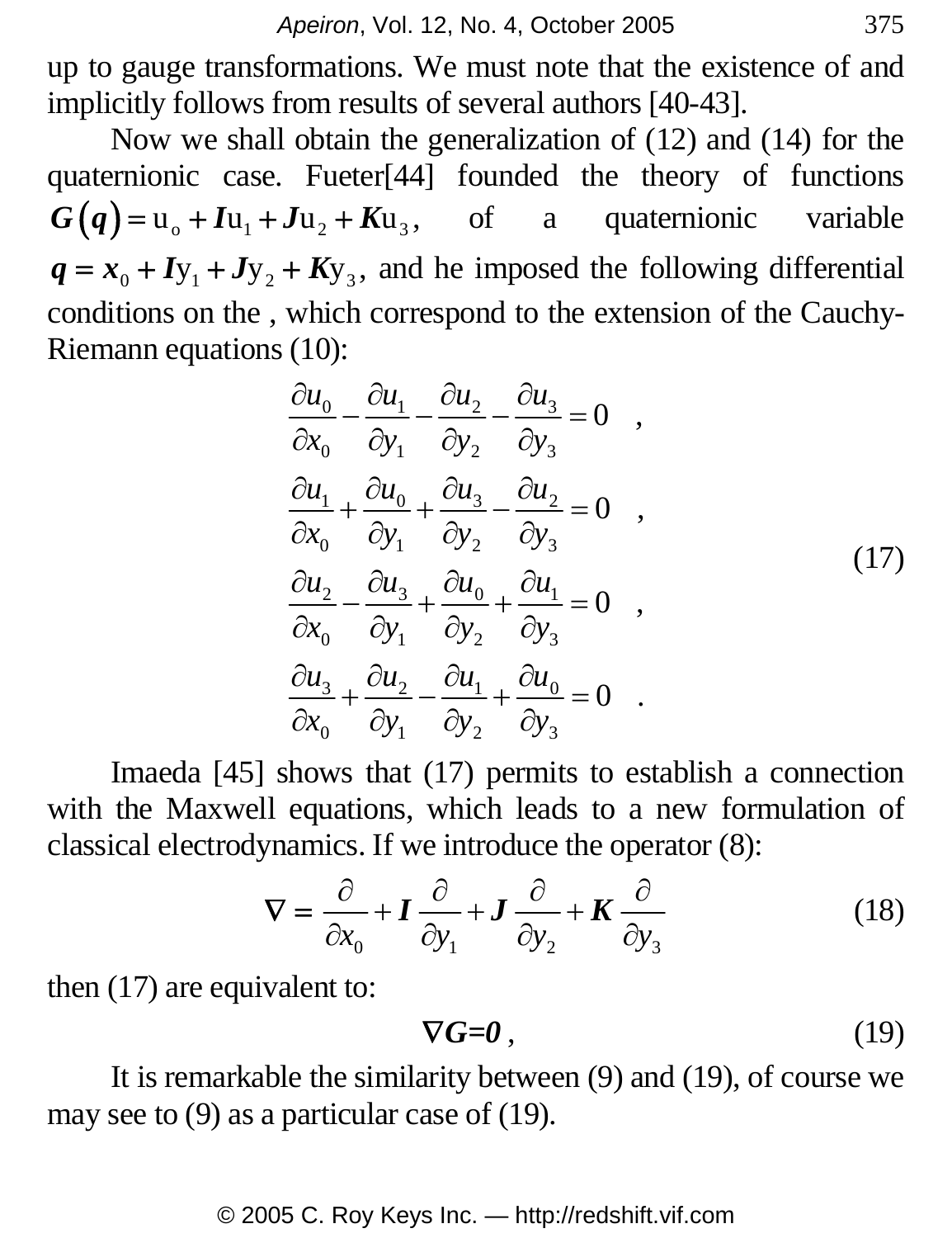up to gauge transformations. We must note that the existence of and implicitly follows from results of several authors [40-43].

Now we shall obtain the generalization of (12) and (14) for the quaternionic case. Fueter[44] founded the theory of functions $\boldsymbol{G}(\boldsymbol{q}) = \mathrm{u}_o + \boldsymbol{I}\mathrm{u}_1 + \boldsymbol{J}\mathrm{u}_2 + \boldsymbol{K}\mathrm{u}_3$, of a quaternionic variable $\boldsymbol{q} = \boldsymbol{x}_0 + \boldsymbol{I}\mathrm{y}_1 + \boldsymbol{J}\mathrm{y}_2 + \boldsymbol{K}\mathrm{y}_3$, and he imposed the following differential conditions on the , which correspond to the extension of the Cauchy-Riemann equations (10):

$$
\begin{aligned}
&\frac{\partial u_0}{\partial x_0} - \frac{\partial u_1}{\partial y_1} - \frac{\partial u_2}{\partial y_2} - \frac{\partial u_3}{\partial y_3} = 0 \quad , \\
&\frac{\partial u_1}{\partial x_0} + \frac{\partial u_0}{\partial y_1} + \frac{\partial u_3}{\partial y_2} - \frac{\partial u_2}{\partial y_3} = 0 \quad , \\
&\frac{\partial u_2}{\partial x_0} - \frac{\partial u_3}{\partial y_1} + \frac{\partial u_0}{\partial y_2} + \frac{\partial u_1}{\partial y_3} = 0 \quad , \\
&\frac{\partial u_3}{\partial x_0} + \frac{\partial u_2}{\partial y_1} - \frac{\partial u_1}{\partial y_2} + \frac{\partial u_0}{\partial y_3} = 0 \quad .
\end{aligned}
\tag{17}
$$

Imaeda [45] shows that (17) permits to establish a connection with the Maxwell equations, which leads to a new formulation of classical electrodynamics. If we introduce the operator (8):

$$
\boldsymbol{\nabla} = \frac{\partial}{\partial x_0} + \boldsymbol{I}\,\frac{\partial}{\partial y_1} + \boldsymbol{J}\,\frac{\partial}{\partial y_2} + \boldsymbol{K}\,\frac{\partial}{\partial y_3} \tag{18}
$$

then (17) are equivalent to:

$$
\nabla \boldsymbol{G} = \boldsymbol{0} \,, \tag{19}
$$

It is remarkable the similarity between (9) and (19), of course we may see to (9) as a particular case of (19).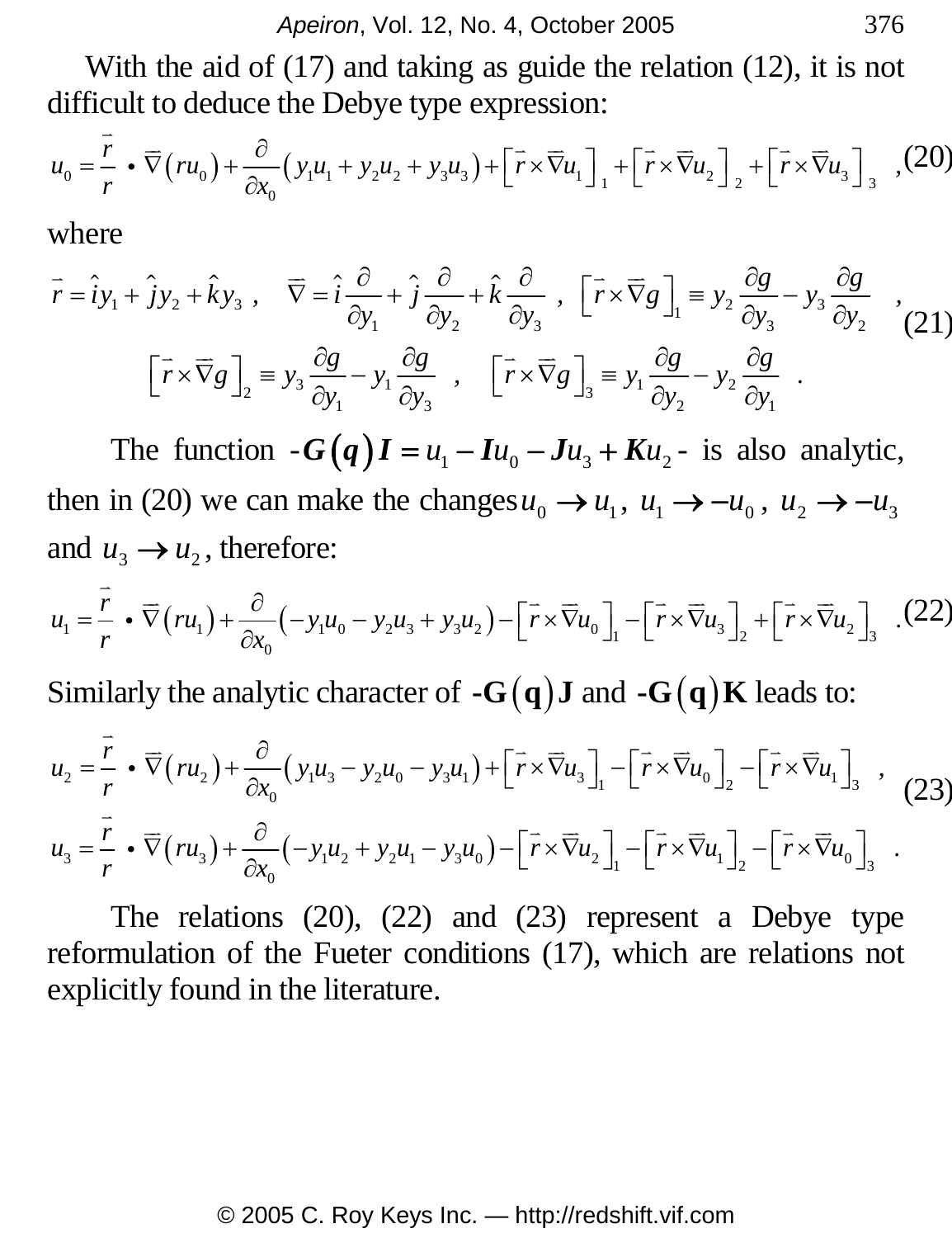With the aid of (17) and taking as guide the relation (12), it is not difficult to deduce the Debye type expression:

$$u_0 = \frac{\vec{r}}{r} \bullet \vec{\nabla}(ru_0) + \frac{\partial}{\partial x_0}(y_1 u_1 + y_2 u_2 + y_3 u_3) + \left[\vec{r} \times \vec{\nabla} u_1\right]_1 + \left[\vec{r} \times \vec{\nabla} u_2\right]_2 + \left[\vec{r} \times \vec{\nabla} u_3\right]_3 \quad , \tag{20}$$

where

$$\vec{r} = \hat{i} y_1 + \hat{j} y_2 + \hat{k} y_3 \ , \quad \vec{\nabla} = \hat{i}\frac{\partial}{\partial y_1} + \hat{j}\frac{\partial}{\partial y_2} + \hat{k}\frac{\partial}{\partial y_3} \ , \ \left[\vec{r} \times \vec{\nabla} g\right]_1 \equiv y_2 \frac{\partial g}{\partial y_3} - y_3 \frac{\partial g}{\partial y_2} \quad ,$$

$$\left[\vec{r} \times \vec{\nabla} g\right]_2 \equiv y_3 \frac{\partial g}{\partial y_1} - y_1 \frac{\partial g}{\partial y_3} \quad , \quad \left[\vec{r} \times \vec{\nabla} g\right]_3 \equiv y_1 \frac{\partial g}{\partial y_2} - y_2 \frac{\partial g}{\partial y_1} \quad . \tag{21}$$

The function $-\boldsymbol{G}(\boldsymbol{q})\boldsymbol{I} = u_1 - \boldsymbol{I}u_0 - \boldsymbol{J}u_3 + \boldsymbol{K}u_2$- is also analytic, then in (20) we can make the changes $u_0 \to u_1$, $u_1 \to -u_0$, $u_2 \to -u_3$ and $u_3 \to u_2$, therefore:

$$u_1 = \frac{\vec{r}}{r} \bullet \vec{\nabla}(ru_1) + \frac{\partial}{\partial x_0}(-y_1 u_0 - y_2 u_3 + y_3 u_2) - \left[\vec{r} \times \vec{\nabla} u_0\right]_1 - \left[\vec{r} \times \vec{\nabla} u_3\right]_2 + \left[\vec{r} \times \vec{\nabla} u_2\right]_3 \quad . \tag{22}$$

Similarly the analytic character of $-\mathbf{G}(\mathbf{q})\mathbf{J}$ and $-\mathbf{G}(\mathbf{q})\mathbf{K}$ leads to:

$$u_2 = \frac{\vec{r}}{r} \bullet \vec{\nabla}(ru_2) + \frac{\partial}{\partial x_0}(y_1 u_3 - y_2 u_0 - y_3 u_1) + \left[\vec{r} \times \vec{\nabla} u_3\right]_1 - \left[\vec{r} \times \vec{\nabla} u_0\right]_2 - \left[\vec{r} \times \vec{\nabla} u_1\right]_3 \quad ,$$

$$u_3 = \frac{\vec{r}}{r} \bullet \vec{\nabla}(ru_3) + \frac{\partial}{\partial x_0}(-y_1 u_2 + y_2 u_1 - y_3 u_0) - \left[\vec{r} \times \vec{\nabla} u_2\right]_1 - \left[\vec{r} \times \vec{\nabla} u_1\right]_2 - \left[\vec{r} \times \vec{\nabla} u_0\right]_3 \quad . \tag{23}$$

The relations (20), (22) and (23) represent a Debye type reformulation of the Fueter conditions (17), which are relations not explicitly found in the literature.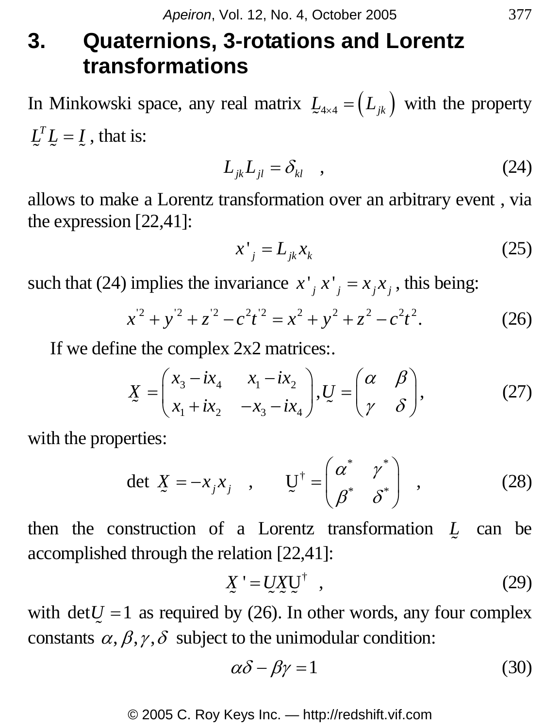## 3. Quaternions, 3-rotations and Lorentz transformations

In Minkowski space, any real matrix $\underset{\sim}{L}_{4\times 4} = \left( L_{jk} \right)$ with the property $\underset{\sim}{L}^T \underset{\sim}{L} = \underset{\sim}{I}$, that is:

$$L_{jk} L_{jl} = \delta_{kl} \quad , \tag{24}$$

allows to make a Lorentz transformation over an arbitrary event , via the expression [22,41]:

$$x'_j = L_{jk} x_k \tag{25}$$

such that (24) implies the invariance $x'_j\, x'_j = x_j x_j$, this being:

$$x'^2 + y'^2 + z'^2 - c^2 t'^2 = x^2 + y^2 + z^2 - c^2 t^2 . \tag{26}$$

If we define the complex 2x2 matrices:.

$$\underset{\sim}{X} = \begin{pmatrix} x_3 - i x_4 & x_1 - i x_2 \\ x_1 + i x_2 & -x_3 - i x_4 \end{pmatrix}, \underset{\sim}{U} = \begin{pmatrix} \alpha & \beta \\ \gamma & \delta \end{pmatrix}, \tag{27}$$

with the properties:

$$\det \underset{\sim}{X} = -x_j x_j \quad , \qquad \underset{\sim}{U}^\dagger = \begin{pmatrix} \alpha^* & \gamma^* \\ \beta^* & \delta^* \end{pmatrix} \quad , \tag{28}$$

then the construction of a Lorentz transformation $\underset{\sim}{L}$ can be accomplished through the relation [22,41]:

$$\underset{\sim}{X}' = \underset{\sim}{U} \underset{\sim}{X} \underset{\sim}{U}^\dagger \quad , \tag{29}$$

with $\det \underset{\sim}{U} = 1$ as required by (26). In other words, any four complex constants $\alpha, \beta, \gamma, \delta$ subject to the unimodular condition:

$$\alpha\delta - \beta\gamma = 1 \tag{30}$$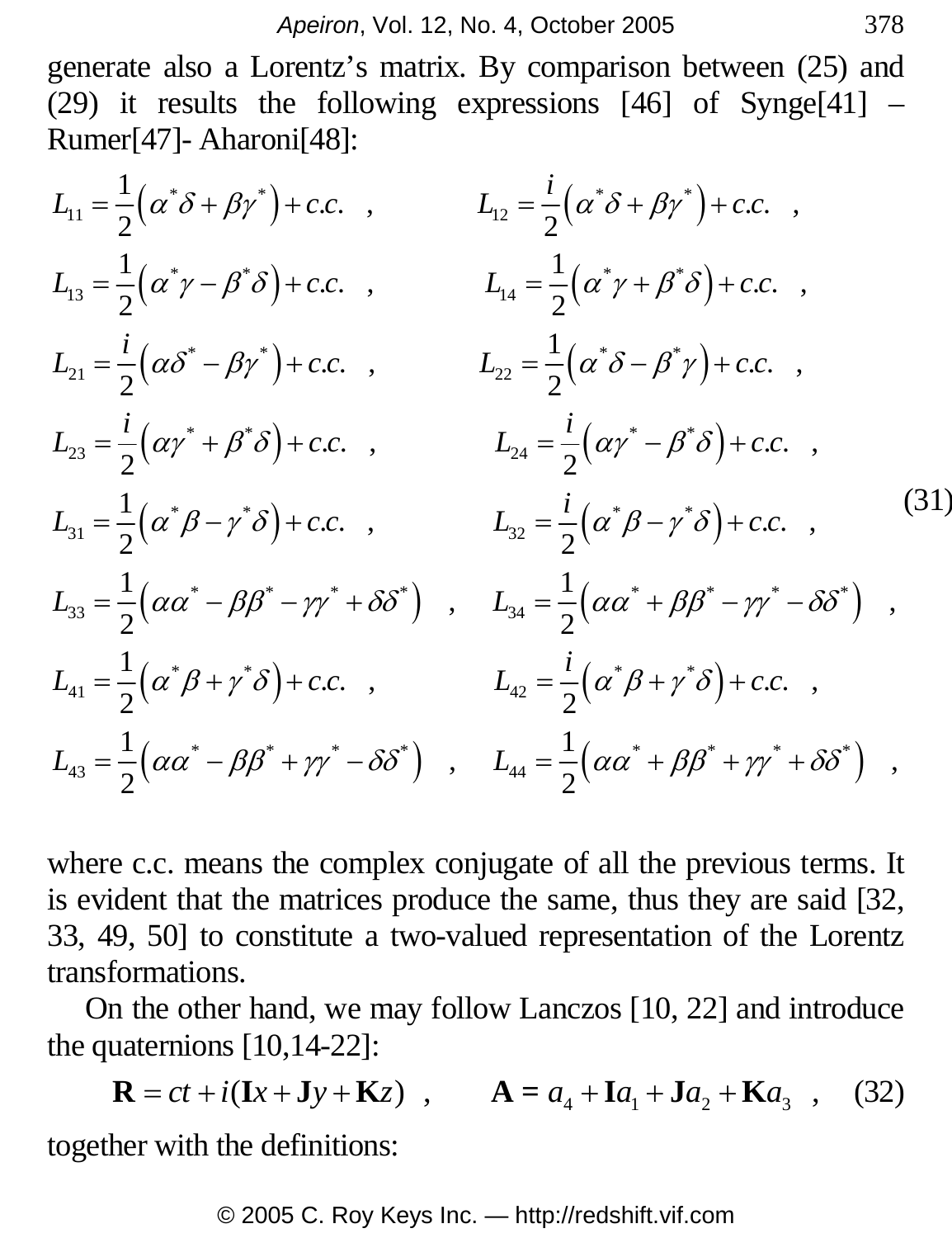generate also a Lorentz's matrix. By comparison between (25) and (29) it results the following expressions [46] of Synge[41] – Rumer[47]- Aharoni[48]:

$$
\begin{aligned}
&L_{11} = \frac{1}{2}\left(\alpha^*\delta + \beta\gamma^*\right) + c.c. \quad , && L_{12} = \frac{i}{2}\left(\alpha^*\delta + \beta\gamma^*\right) + c.c. \quad , \\
&L_{13} = \frac{1}{2}\left(\alpha^*\gamma - \beta^*\delta\right) + c.c. \quad , && L_{14} = \frac{1}{2}\left(\alpha^*\gamma + \beta^*\delta\right) + c.c. \quad , \\
&L_{21} = \frac{i}{2}\left(\alpha\delta^* - \beta\gamma^*\right) + c.c. \quad , && L_{22} = \frac{1}{2}\left(\alpha^*\delta - \beta^*\gamma\right) + c.c. \quad , \\
&L_{23} = \frac{i}{2}\left(\alpha\gamma^* + \beta^*\delta\right) + c.c. \quad , && L_{24} = \frac{i}{2}\left(\alpha\gamma^* - \beta^*\delta\right) + c.c. \quad , \\
&L_{31} = \frac{1}{2}\left(\alpha^*\beta - \gamma^*\delta\right) + c.c. \quad , && L_{32} = \frac{i}{2}\left(\alpha^*\beta - \gamma^*\delta\right) + c.c. \quad , \\
&L_{33} = \frac{1}{2}\left(\alpha\alpha^* - \beta\beta^* - \gamma\gamma^* + \delta\delta^*\right) \quad , && L_{34} = \frac{1}{2}\left(\alpha\alpha^* + \beta\beta^* - \gamma\gamma^* - \delta\delta^*\right) \quad , \\
&L_{41} = \frac{1}{2}\left(\alpha^*\beta + \gamma^*\delta\right) + c.c. \quad , && L_{42} = \frac{i}{2}\left(\alpha^*\beta + \gamma^*\delta\right) + c.c. \quad , \\
&L_{43} = \frac{1}{2}\left(\alpha\alpha^* - \beta\beta^* + \gamma\gamma^* - \delta\delta^*\right) \quad , && L_{44} = \frac{1}{2}\left(\alpha\alpha^* + \beta\beta^* + \gamma\gamma^* + \delta\delta^*\right) \quad ,
\end{aligned}
\tag{31}
$$

where c.c. means the complex conjugate of all the previous terms. It is evident that the matrices produce the same, thus they are said [32, 33, 49, 50] to constitute a two-valued representation of the Lorentz transformations.

On the other hand, we may follow Lanczos [10, 22] and introduce the quaternions [10,14-22]:

$$
\mathbf{R} = ct + i(\mathbf{I}x + \mathbf{J}y + \mathbf{K}z) \quad , \qquad \mathbf{A} = a_4 + \mathbf{I}a_1 + \mathbf{J}a_2 + \mathbf{K}a_3 \quad , \tag{32}
$$

together with the definitions: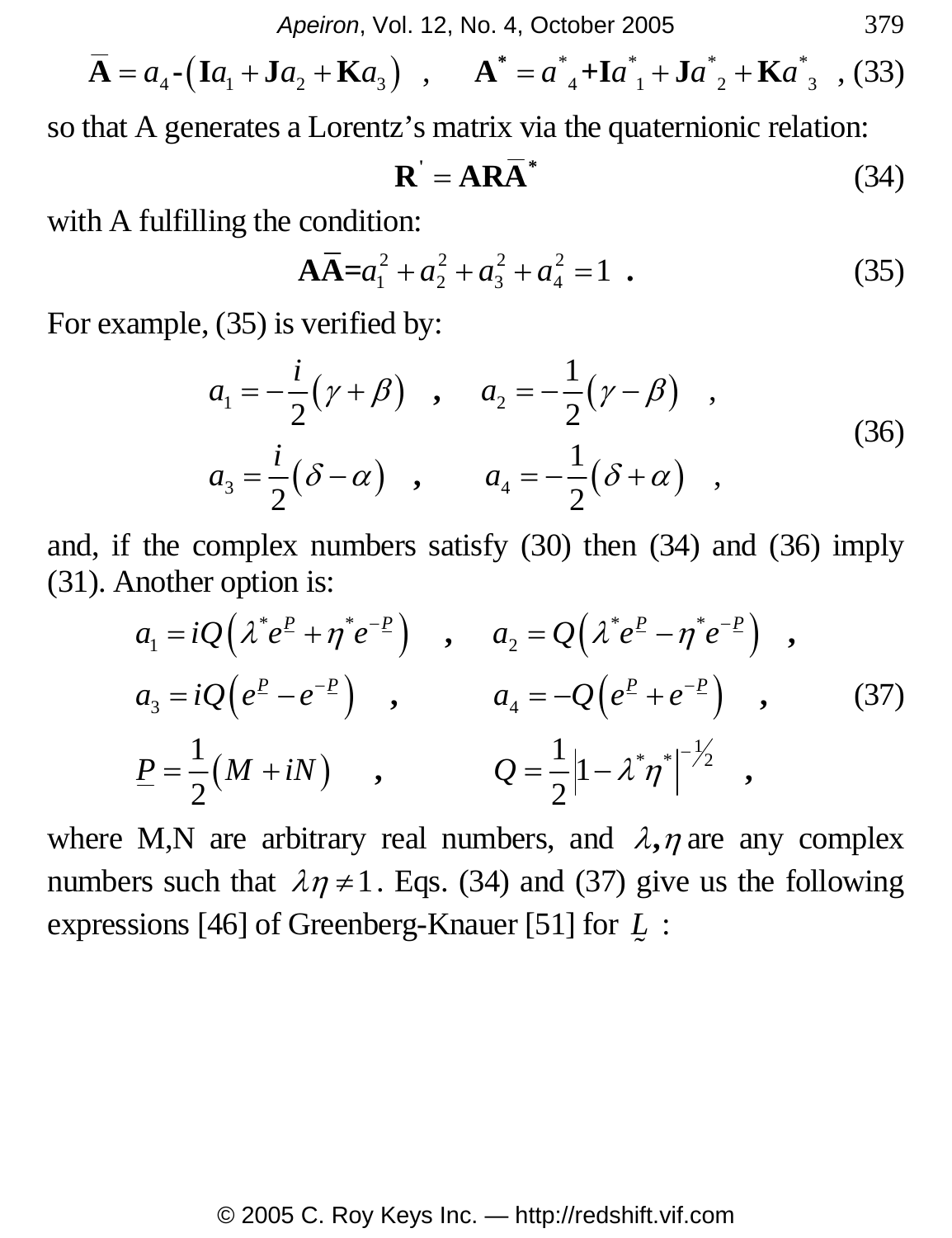$$\overline{\mathbf{A}} = a_4 - \left(\mathbf{I}a_1 + \mathbf{J}a_2 + \mathbf{K}a_3\right) \quad , \qquad \mathbf{A}^* = a^*{}_4 + \mathbf{I}a^*{}_1 + \mathbf{J}a^*{}_2 + \mathbf{K}a^*{}_3 \quad , \tag{33}$$

so that A generates a Lorentz's matrix via the quaternionic relation:

$$\mathbf{R}' = \mathbf{A}\mathbf{R}\overline{\mathbf{A}}^* \tag{34}$$

with A fulfilling the condition:

$$\mathbf{A}\overline{\mathbf{A}} = a_1^2 + a_2^2 + a_3^2 + a_4^2 = 1 \ . \tag{35}$$

For example, (35) is verified by:

$$\begin{aligned} a_1 &= -\frac{i}{2}\left(\gamma + \beta\right) \quad , \quad a_2 = -\frac{1}{2}\left(\gamma - \beta\right) \quad , \\ a_3 &= \frac{i}{2}\left(\delta - \alpha\right) \quad , \quad a_4 = -\frac{1}{2}\left(\delta + \alpha\right) \quad , \end{aligned} \tag{36}$$

and, if the complex numbers satisfy (30) then (34) and (36) imply (31). Another option is:

$$\begin{aligned} a_1 &= iQ\left(\lambda^* e^{\underline{P}} + \eta^* e^{-\underline{P}}\right) \quad , \quad a_2 = Q\left(\lambda^* e^{\underline{P}} - \eta^* e^{-\underline{P}}\right) \quad , \\ a_3 &= iQ\left(e^{\underline{P}} - e^{-\underline{P}}\right) \quad , \quad a_4 = -Q\left(e^{\underline{P}} + e^{-\underline{P}}\right) \quad , \\ \underline{P} &= \frac{1}{2}\left(M + iN\right) \quad , \quad Q = \frac{1}{2}\left|1 - \lambda^*\eta^*\right|^{-1/2} \quad , \end{aligned} \tag{37}$$

where M,N are arbitrary real numbers, and $\lambda, \eta$ are any complex numbers such that $\lambda\eta \neq 1$. Eqs. (34) and (37) give us the following expressions [46] of Greenberg-Knauer [51] for $\underset{\sim}{L}$ :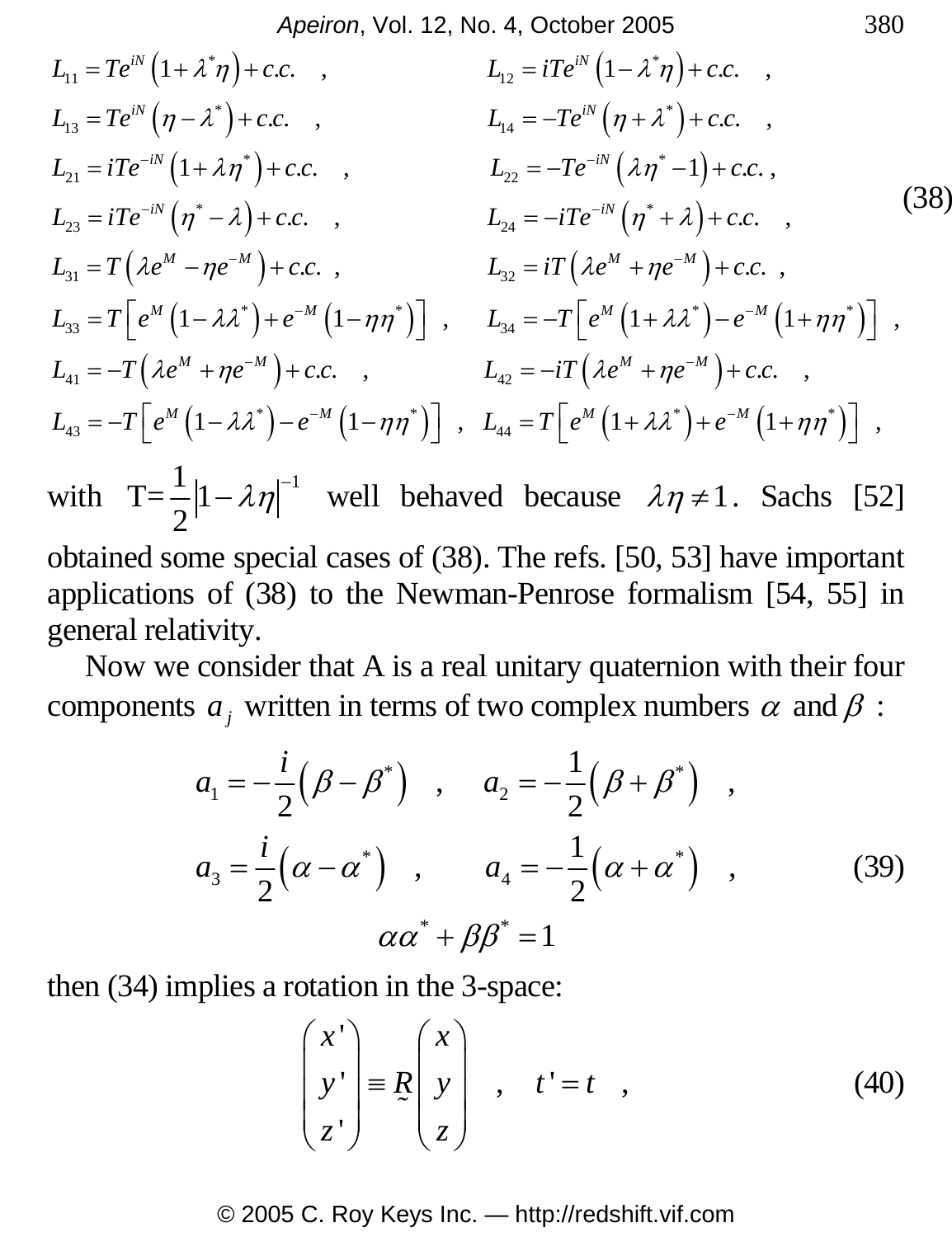$$
\begin{aligned}
&L_{11} = Te^{iN}\left(1+\lambda^{*}\eta\right)+c.c. \quad , && L_{12} = iTe^{iN}\left(1-\lambda^{*}\eta\right)+c.c. \quad , \\
&L_{13} = Te^{iN}\left(\eta-\lambda^{*}\right)+c.c. \quad , && L_{14} = -Te^{iN}\left(\eta+\lambda^{*}\right)+c.c. \quad , \\
&L_{21} = iTe^{-iN}\left(1+\lambda\eta^{*}\right)+c.c. \quad , && L_{22} = -Te^{-iN}\left(\lambda\eta^{*}-1\right)+c.c. \,, \\
&L_{23} = iTe^{-iN}\left(\eta^{*}-\lambda\right)+c.c. \quad , && L_{24} = -iTe^{-iN}\left(\eta^{*}+\lambda\right)+c.c. \quad , \\
&L_{31} = T\left(\lambda e^{M}-\eta e^{-M}\right)+c.c. \;, && L_{32} = iT\left(\lambda e^{M}+\eta e^{-M}\right)+c.c. \;, \\
&L_{33} = T\left[e^{M}\left(1-\lambda\lambda^{*}\right)+e^{-M}\left(1-\eta\eta^{*}\right)\right] \;, && L_{34} = -T\left[e^{M}\left(1+\lambda\lambda^{*}\right)-e^{-M}\left(1+\eta\eta^{*}\right)\right] \;, \\
&L_{41} = -T\left(\lambda e^{M}+\eta e^{-M}\right)+c.c. \quad , && L_{42} = -iT\left(\lambda e^{M}+\eta e^{-M}\right)+c.c. \quad , \\
&L_{43} = -T\left[e^{M}\left(1-\lambda\lambda^{*}\right)-e^{-M}\left(1-\eta\eta^{*}\right)\right] \;, && L_{44} = T\left[e^{M}\left(1+\lambda\lambda^{*}\right)+e^{-M}\left(1+\eta\eta^{*}\right)\right] \;,
\end{aligned}
\tag{38}
$$

with $T=\frac{1}{2}\left|1-\lambda\eta\right|^{-1}$ well behaved because $\lambda\eta \neq 1$. Sachs [52] obtained some special cases of (38). The refs. [50, 53] have important applications of (38) to the Newman-Penrose formalism [54, 55] in general relativity.

Now we consider that A is a real unitary quaternion with their four components $a_j$ written in terms of two complex numbers $\alpha$ and $\beta$ :

$$
\begin{aligned}
&a_1 = -\frac{i}{2}\left(\beta-\beta^{*}\right) \quad , \qquad a_2 = -\frac{1}{2}\left(\beta+\beta^{*}\right) \quad , \\
&a_3 = \frac{i}{2}\left(\alpha-\alpha^{*}\right) \quad , \qquad a_4 = -\frac{1}{2}\left(\alpha+\alpha^{*}\right) \quad , \\
&\alpha\alpha^{*}+\beta\beta^{*}=1
\end{aligned}
\tag{39}
$$

then (34) implies a rotation in the 3-space:

$$
\begin{pmatrix} x' \\ y' \\ z' \end{pmatrix} \equiv \underset{\sim}{R} \begin{pmatrix} x \\ y \\ z \end{pmatrix} \quad , \quad t' = t \quad , \tag{40}
$$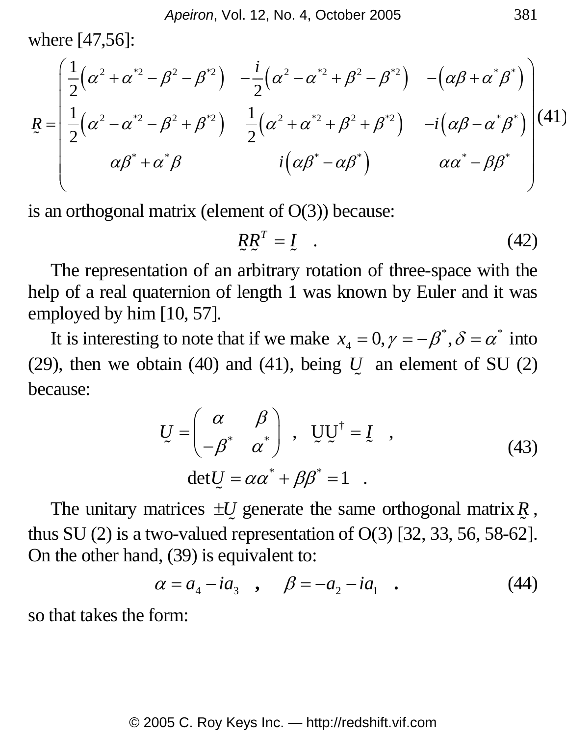where [47,56]:

$$
\underset{\sim}{R} = \begin{pmatrix} \frac{1}{2}\left(\alpha^2 + \alpha^{*2} - \beta^2 - \beta^{*2}\right) & -\frac{i}{2}\left(\alpha^2 - \alpha^{*2} + \beta^2 - \beta^{*2}\right) & -\left(\alpha\beta + \alpha^*\beta^*\right) \\ \frac{1}{2}\left(\alpha^2 - \alpha^{*2} - \beta^2 + \beta^{*2}\right) & \frac{1}{2}\left(\alpha^2 + \alpha^{*2} + \beta^2 + \beta^{*2}\right) & -i\left(\alpha\beta - \alpha^*\beta^*\right) \\ \alpha\beta^* + \alpha^*\beta & i\left(\alpha\beta^* - \alpha\beta^*\right) & \alpha\alpha^* - \beta\beta^* \end{pmatrix} \tag{41}
$$

is an orthogonal matrix (element of O(3)) because:

$$
\underset{\sim}{R}\underset{\sim}{R}^T = \underset{\sim}{I} \quad . \tag{42}
$$

The representation of an arbitrary rotation of three-space with the help of a real quaternion of length 1 was known by Euler and it was employed by him [10, 57].

It is interesting to note that if we make $x_4 = 0, \gamma = -\beta^*, \delta = \alpha^*$ into (29), then we obtain (40) and (41), being $\underset{\sim}{U}$ an element of SU (2) because:

$$
\underset{\sim}{U} = \begin{pmatrix} \alpha & \beta \\ -\beta^* & \alpha^* \end{pmatrix} \quad , \quad \underset{\sim}{U}\underset{\sim}{U}^\dagger = \underset{\sim}{I} \quad ,
$$
$$
\det \underset{\sim}{U} = \alpha\alpha^* + \beta\beta^* = 1 \quad . \tag{43}
$$

The unitary matrices $\pm\underset{\sim}{U}$ generate the same orthogonal matrix $\underset{\sim}{R}$, thus SU (2) is a two-valued representation of O(3) [32, 33, 56, 58-62]. On the other hand, (39) is equivalent to:

$$
\alpha = a_4 - i a_3 \quad , \quad \beta = -a_2 - i a_1 \quad . \tag{44}
$$

so that takes the form: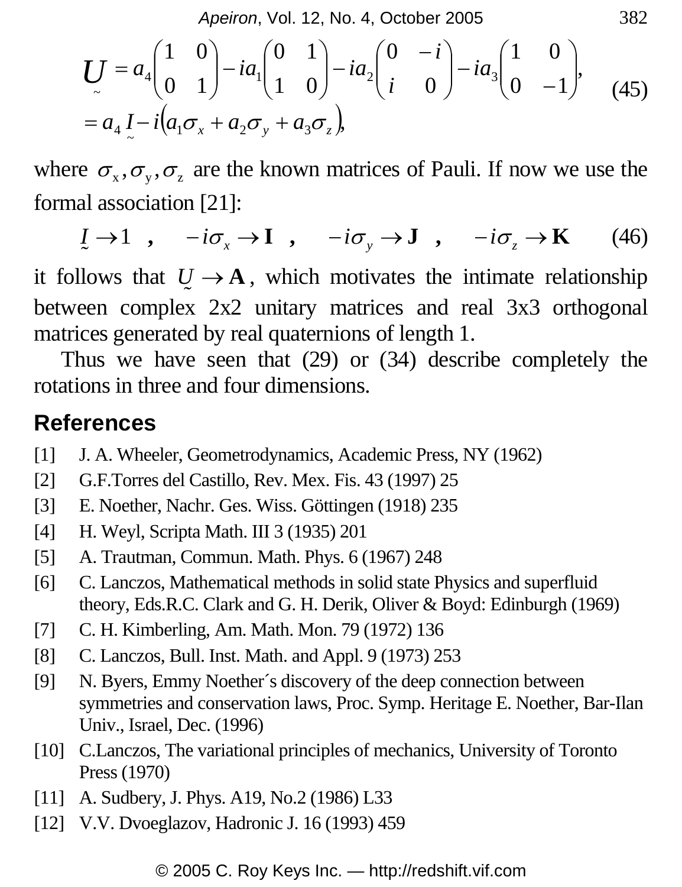$$
\underset{\sim}{U} = a_4 \begin{pmatrix} 1 & 0 \\ 0 & 1 \end{pmatrix} - ia_1 \begin{pmatrix} 0 & 1 \\ 1 & 0 \end{pmatrix} - ia_2 \begin{pmatrix} 0 & -i \\ i & 0 \end{pmatrix} - ia_3 \begin{pmatrix} 1 & 0 \\ 0 & -1 \end{pmatrix}, \\
= a_4 \underset{\sim}{I} - i\left(a_1 \sigma_x + a_2 \sigma_y + a_3 \sigma_z\right), \tag{45}
$$

where $\sigma_x, \sigma_y, \sigma_z$ are the known matrices of Pauli. If now we use the formal association [21]:

$$
\underset{\sim}{I} \to 1 \quad , \quad -i\sigma_x \to \mathbf{I} \quad , \quad -i\sigma_y \to \mathbf{J} \quad , \quad -i\sigma_z \to \mathbf{K} \tag{46}
$$

it follows that $\underset{\sim}{U} \to \mathbf{A}$, which motivates the intimate relationship between complex 2x2 unitary matrices and real 3x3 orthogonal matrices generated by real quaternions of length 1.

Thus we have seen that (29) or (34) describe completely the rotations in three and four dimensions.

## References

[1] J. A. Wheeler, Geometrodynamics, Academic Press, NY (1962)

[2] G.F.Torres del Castillo, Rev. Mex. Fis. 43 (1997) 25

[3] E. Noether, Nachr. Ges. Wiss. Göttingen (1918) 235

[4] H. Weyl, Scripta Math. III 3 (1935) 201

[5] A. Trautman, Commun. Math. Phys. 6 (1967) 248

[6] C. Lanczos, Mathematical methods in solid state Physics and superfluid theory, Eds.R.C. Clark and G. H. Derik, Oliver & Boyd: Edinburgh (1969)

[7] C. H. Kimberling, Am. Math. Mon. 79 (1972) 136

[8] C. Lanczos, Bull. Inst. Math. and Appl. 9 (1973) 253

[9] N. Byers, Emmy Noether´s discovery of the deep connection between symmetries and conservation laws, Proc. Symp. Heritage E. Noether, Bar-Ilan Univ., Israel, Dec. (1996)

[10] C.Lanczos, The variational principles of mechanics, University of Toronto Press (1970)

[11] A. Sudbery, J. Phys. A19, No.2 (1986) L33

[12] V.V. Dvoeglazov, Hadronic J. 16 (1993) 459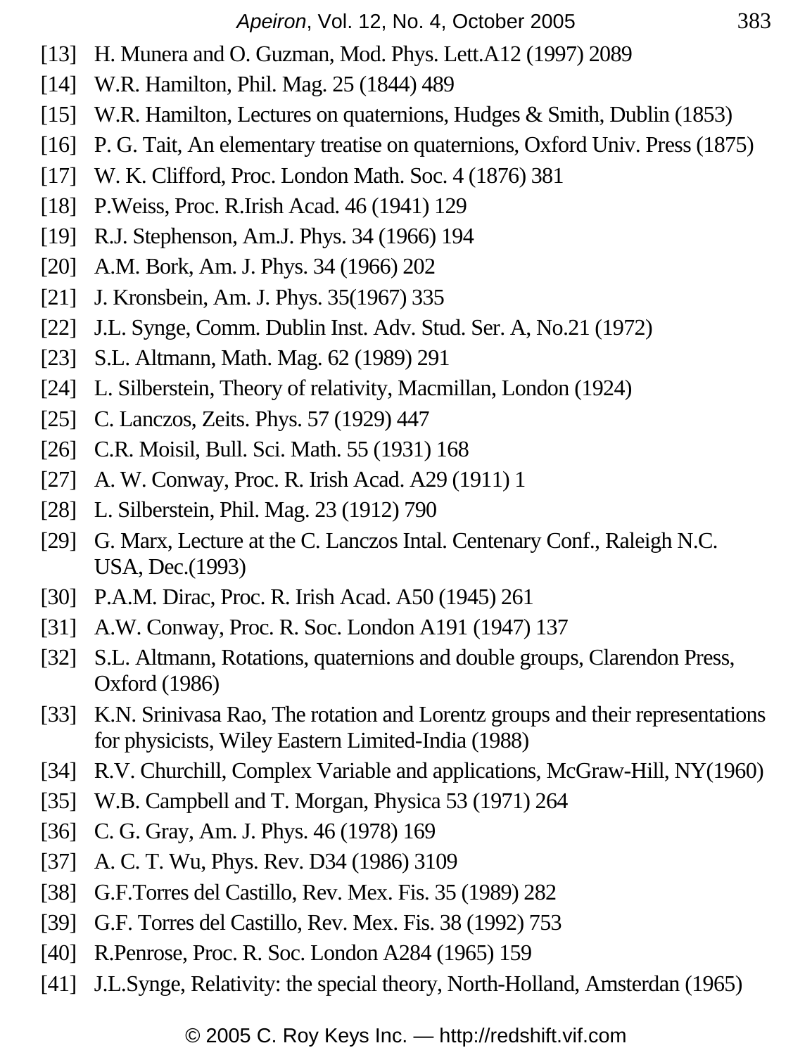[13] H. Munera and O. Guzman, Mod. Phys. Lett.A12 (1997) 2089

[14] W.R. Hamilton, Phil. Mag. 25 (1844) 489

[15] W.R. Hamilton, Lectures on quaternions, Hudges & Smith, Dublin (1853)

[16] P. G. Tait, An elementary treatise on quaternions, Oxford Univ. Press (1875)

[17] W. K. Clifford, Proc. London Math. Soc. 4 (1876) 381

[18] P.Weiss, Proc. R.Irish Acad. 46 (1941) 129

[19] R.J. Stephenson, Am.J. Phys. 34 (1966) 194

[20] A.M. Bork, Am. J. Phys. 34 (1966) 202

[21] J. Kronsbein, Am. J. Phys. 35(1967) 335

[22] J.L. Synge, Comm. Dublin Inst. Adv. Stud. Ser. A, No.21 (1972)

[23] S.L. Altmann, Math. Mag. 62 (1989) 291

[24] L. Silberstein, Theory of relativity, Macmillan, London (1924)

[25] C. Lanczos, Zeits. Phys. 57 (1929) 447

[26] C.R. Moisil, Bull. Sci. Math. 55 (1931) 168

[27] A. W. Conway, Proc. R. Irish Acad. A29 (1911) 1

[28] L. Silberstein, Phil. Mag. 23 (1912) 790

[29] G. Marx, Lecture at the C. Lanczos Intal. Centenary Conf., Raleigh N.C. USA, Dec.(1993)

[30] P.A.M. Dirac, Proc. R. Irish Acad. A50 (1945) 261

[31] A.W. Conway, Proc. R. Soc. London A191 (1947) 137

[32] S.L. Altmann, Rotations, quaternions and double groups, Clarendon Press, Oxford (1986)

[33] K.N. Srinivasa Rao, The rotation and Lorentz groups and their representations for physicists, Wiley Eastern Limited-India (1988)

[34] R.V. Churchill, Complex Variable and applications, McGraw-Hill, NY(1960)

[35] W.B. Campbell and T. Morgan, Physica 53 (1971) 264

[36] C. G. Gray, Am. J. Phys. 46 (1978) 169

[37] A. C. T. Wu, Phys. Rev. D34 (1986) 3109

[38] G.F.Torres del Castillo, Rev. Mex. Fis. 35 (1989) 282

[39] G.F. Torres del Castillo, Rev. Mex. Fis. 38 (1992) 753

[40] R.Penrose, Proc. R. Soc. London A284 (1965) 159

[41] J.L.Synge, Relativity: the special theory, North-Holland, Amsterdan (1965)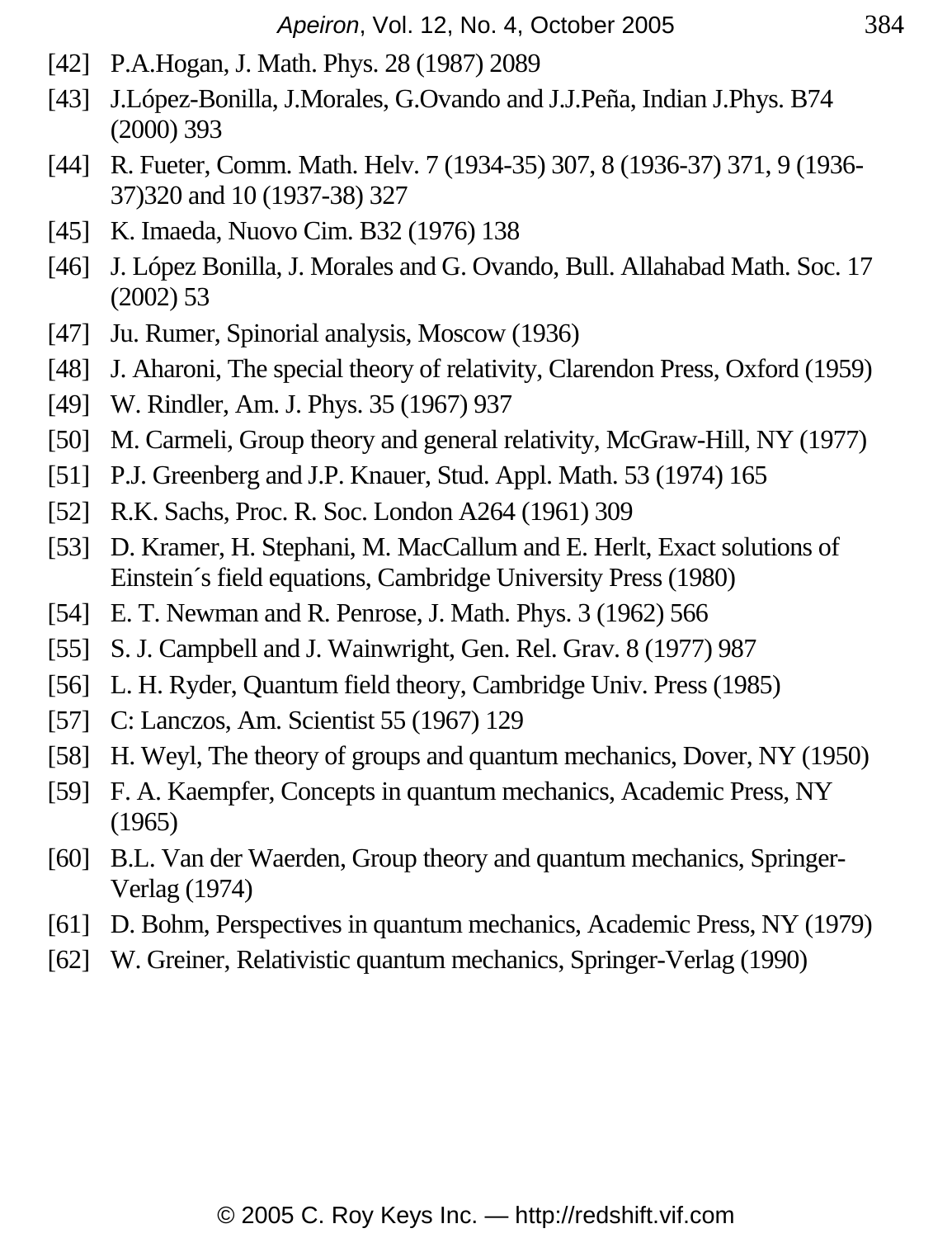[42] P.A.Hogan, J. Math. Phys. 28 (1987) 2089

[43] J.López-Bonilla, J.Morales, G.Ovando and J.J.Peña, Indian J.Phys. B74 (2000) 393

[44] R. Fueter, Comm. Math. Helv. 7 (1934-35) 307, 8 (1936-37) 371, 9 (1936-37)320 and 10 (1937-38) 327

[45] K. Imaeda, Nuovo Cim. B32 (1976) 138

[46] J. López Bonilla, J. Morales and G. Ovando, Bull. Allahabad Math. Soc. 17 (2002) 53

[47] Ju. Rumer, Spinorial analysis, Moscow (1936)

[48] J. Aharoni, The special theory of relativity, Clarendon Press, Oxford (1959)

[49] W. Rindler, Am. J. Phys. 35 (1967) 937

[50] M. Carmeli, Group theory and general relativity, McGraw-Hill, NY (1977)

[51] P.J. Greenberg and J.P. Knauer, Stud. Appl. Math. 53 (1974) 165

[52] R.K. Sachs, Proc. R. Soc. London A264 (1961) 309

[53] D. Kramer, H. Stephani, M. MacCallum and E. Herlt, Exact solutions of Einstein´s field equations, Cambridge University Press (1980)

[54] E. T. Newman and R. Penrose, J. Math. Phys. 3 (1962) 566

[55] S. J. Campbell and J. Wainwright, Gen. Rel. Grav. 8 (1977) 987

[56] L. H. Ryder, Quantum field theory, Cambridge Univ. Press (1985)

[57] C: Lanczos, Am. Scientist 55 (1967) 129

[58] H. Weyl, The theory of groups and quantum mechanics, Dover, NY (1950)

[59] F. A. Kaempfer, Concepts in quantum mechanics, Academic Press, NY (1965)

[60] B.L. Van der Waerden, Group theory and quantum mechanics, Springer-Verlag (1974)

[61] D. Bohm, Perspectives in quantum mechanics, Academic Press, NY (1979)

[62] W. Greiner, Relativistic quantum mechanics, Springer-Verlag (1990)